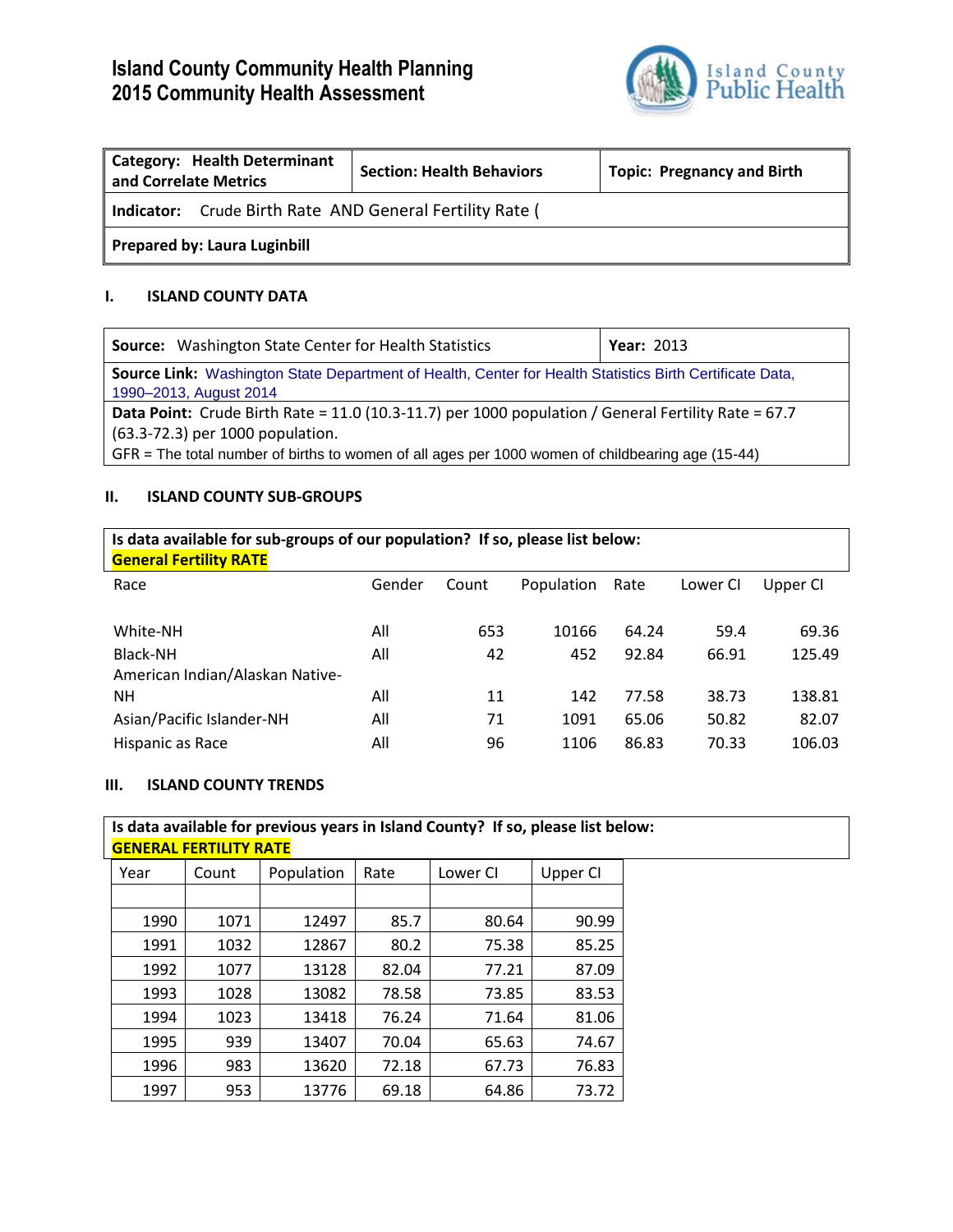# Island County Community Health Planning
# 2015 Community Health Assessment

Island County Public Health

| **Category: Health Determinant and Correlate Metrics** | **Section: Health Behaviors** | **Topic: Pregnancy and Birth** |
|---|---|---|
| **Indicator:** Crude Birth Rate AND General Fertility Rate ( | | |
| **Prepared by: Laura Luginbill** | | |

## I. ISLAND COUNTY DATA

| **Source:** Washington State Center for Health Statistics | **Year:** 2013 |
|---|---|
| **Source Link:** Washington State Department of Health, Center for Health Statistics Birth Certificate Data, 1990–2013, August 2014 | |
| **Data Point:** Crude Birth Rate = 11.0 (10.3-11.7) per 1000 population / General Fertility Rate = 67.7 (63.3-72.3) per 1000 population. GFR = The total number of births to women of all ages per 1000 women of childbearing age (15-44) | |

## II. ISLAND COUNTY SUB-GROUPS

**Is data available for sub-groups of our population? If so, please list below:**

**General Fertility RATE**

| Race | Gender | Count | Population | Rate | Lower CI | Upper CI |
|---|---|---|---|---|---|---|
| White-NH | All | 653 | 10166 | 64.24 | 59.4 | 69.36 |
| Black-NH | All | 42 | 452 | 92.84 | 66.91 | 125.49 |
| American Indian/Alaskan Native-NH | All | 11 | 142 | 77.58 | 38.73 | 138.81 |
| Asian/Pacific Islander-NH | All | 71 | 1091 | 65.06 | 50.82 | 82.07 |
| Hispanic as Race | All | 96 | 1106 | 86.83 | 70.33 | 106.03 |

## III. ISLAND COUNTY TRENDS

**Is data available for previous years in Island County? If so, please list below:**

**GENERAL FERTILITY RATE**

| Year | Count | Population | Rate | Lower CI | Upper CI |
|---|---|---|---|---|---|
| | | | | | |
| 1990 | 1071 | 12497 | 85.7 | 80.64 | 90.99 |
| 1991 | 1032 | 12867 | 80.2 | 75.38 | 85.25 |
| 1992 | 1077 | 13128 | 82.04 | 77.21 | 87.09 |
| 1993 | 1028 | 13082 | 78.58 | 73.85 | 83.53 |
| 1994 | 1023 | 13418 | 76.24 | 71.64 | 81.06 |
| 1995 | 939 | 13407 | 70.04 | 65.63 | 74.67 |
| 1996 | 983 | 13620 | 72.18 | 67.73 | 76.83 |
| 1997 | 953 | 13776 | 69.18 | 64.86 | 73.72 |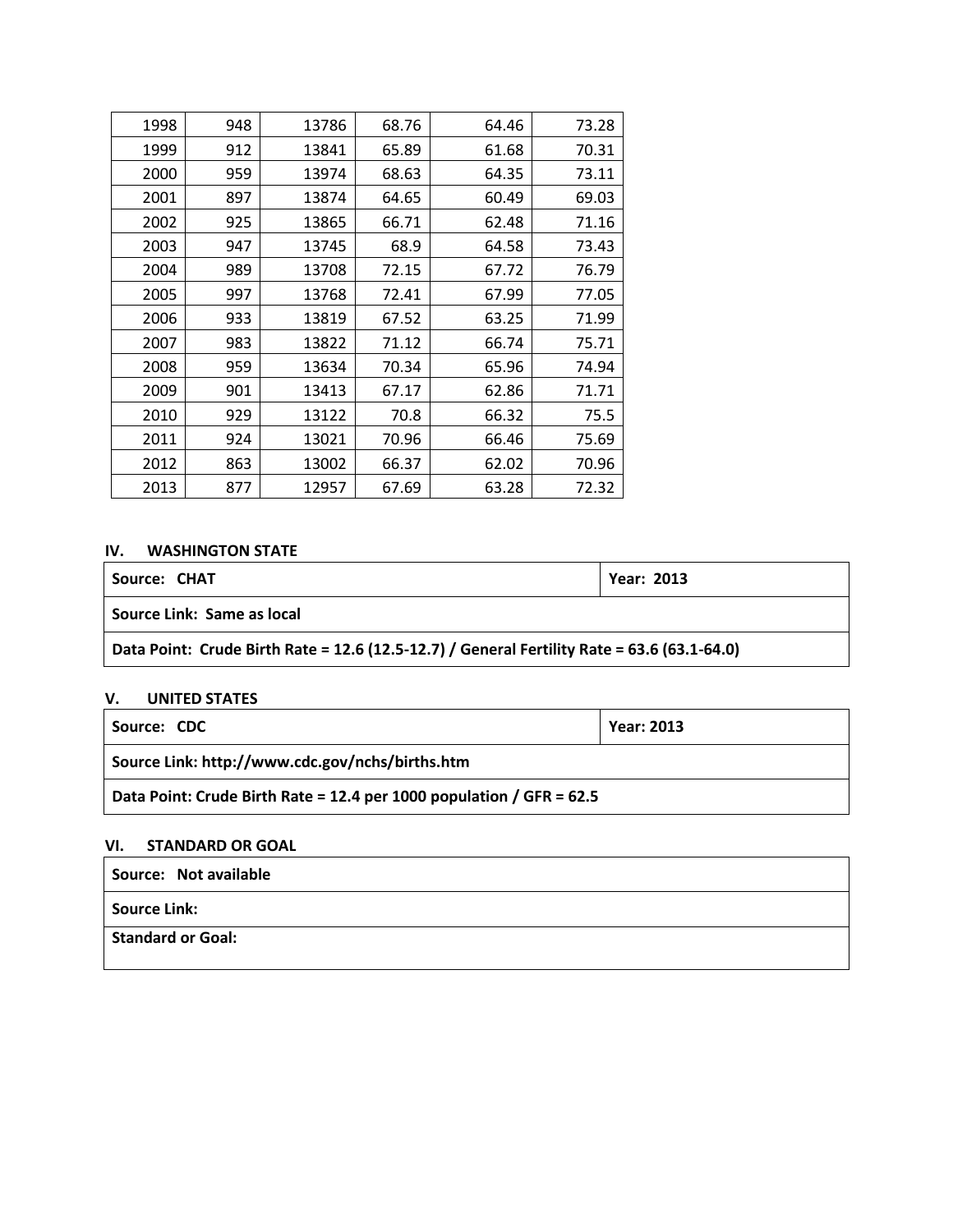| | | | | | |
|---|---|---|---|---|---|
| 1998 | 948 | 13786 | 68.76 | 64.46 | 73.28 |
| 1999 | 912 | 13841 | 65.89 | 61.68 | 70.31 |
| 2000 | 959 | 13974 | 68.63 | 64.35 | 73.11 |
| 2001 | 897 | 13874 | 64.65 | 60.49 | 69.03 |
| 2002 | 925 | 13865 | 66.71 | 62.48 | 71.16 |
| 2003 | 947 | 13745 | 68.9 | 64.58 | 73.43 |
| 2004 | 989 | 13708 | 72.15 | 67.72 | 76.79 |
| 2005 | 997 | 13768 | 72.41 | 67.99 | 77.05 |
| 2006 | 933 | 13819 | 67.52 | 63.25 | 71.99 |
| 2007 | 983 | 13822 | 71.12 | 66.74 | 75.71 |
| 2008 | 959 | 13634 | 70.34 | 65.96 | 74.94 |
| 2009 | 901 | 13413 | 67.17 | 62.86 | 71.71 |
| 2010 | 929 | 13122 | 70.8 | 66.32 | 75.5 |
| 2011 | 924 | 13021 | 70.96 | 66.46 | 75.69 |
| 2012 | 863 | 13002 | 66.37 | 62.02 | 70.96 |
| 2013 | 877 | 12957 | 67.69 | 63.28 | 72.32 |

## IV. WASHINGTON STATE

| **Source: CHAT** | **Year: 2013** |
|---|---|
| **Source Link: Same as local** | |
| **Data Point: Crude Birth Rate = 12.6 (12.5-12.7) / General Fertility Rate = 63.6 (63.1-64.0)** | |

## V. UNITED STATES

| **Source: CDC** | **Year: 2013** |
|---|---|
| **Source Link: http://www.cdc.gov/nchs/births.htm** | |
| **Data Point: Crude Birth Rate = 12.4 per 1000 population / GFR = 62.5** | |

## VI. STANDARD OR GOAL

| **Source: Not available** |
|---|
| **Source Link:** |
| **Standard or Goal:** |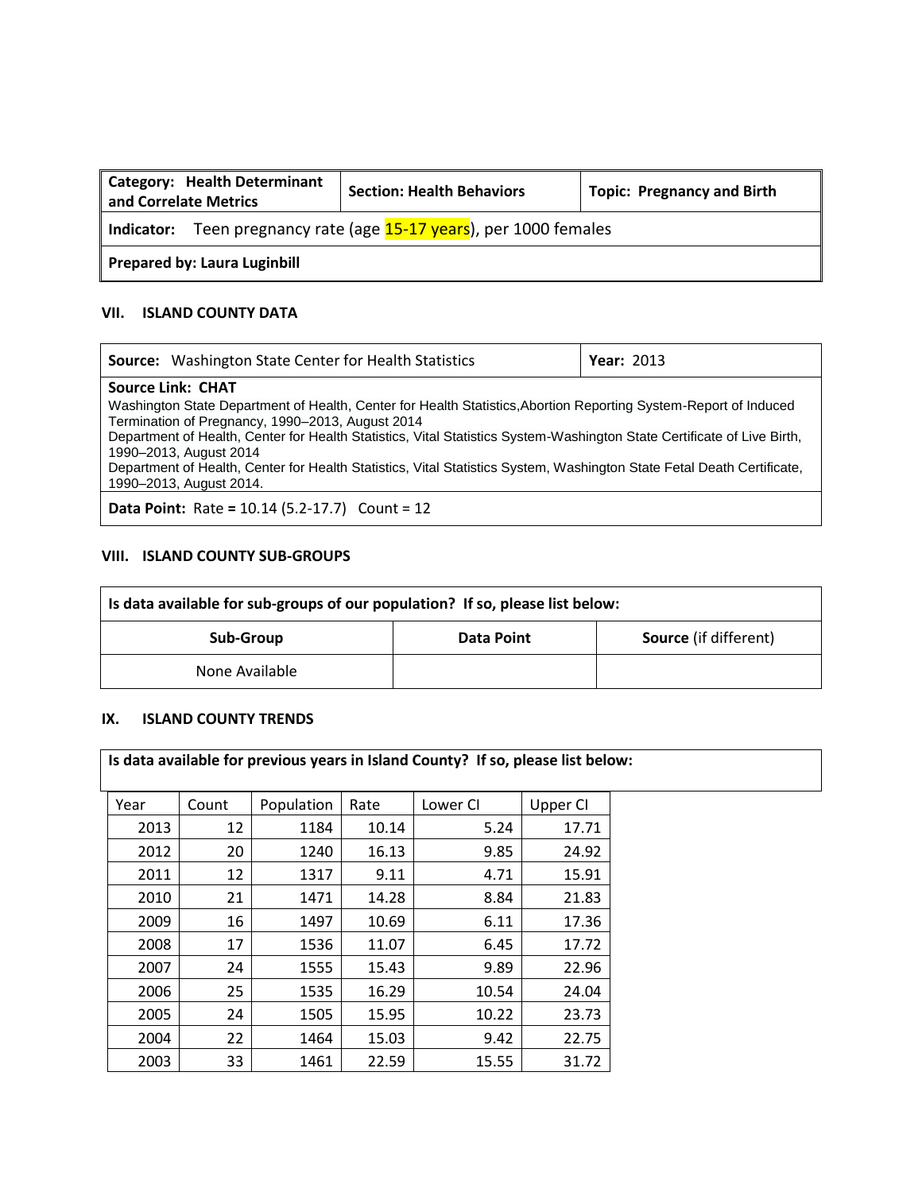| **Category: Health Determinant and Correlate Metrics** | **Section: Health Behaviors** | **Topic: Pregnancy and Birth** |
|---|---|---|
| **Indicator:** Teen pregnancy rate (age 15-17 years), per 1000 females | | |
| **Prepared by: Laura Luginbill** | | |

## VII. ISLAND COUNTY DATA

| **Source:** Washington State Center for Health Statistics | **Year:** 2013 |
|---|---|
| **Source Link: CHAT**<br>Washington State Department of Health, Center for Health Statistics,Abortion Reporting System-Report of Induced Termination of Pregnancy, 1990–2013, August 2014<br>Department of Health, Center for Health Statistics, Vital Statistics System-Washington State Certificate of Live Birth, 1990–2013, August 2014<br>Department of Health, Center for Health Statistics, Vital Statistics System, Washington State Fetal Death Certificate, 1990–2013, August 2014. | |
| **Data Point:** Rate **=** 10.14 (5.2-17.7) Count = 12 | |

## VIII. ISLAND COUNTY SUB-GROUPS

**Is data available for sub-groups of our population? If so, please list below:**

| Sub-Group | Data Point | **Source** (if different) |
|---|---|---|
| None Available | | |

## IX. ISLAND COUNTY TRENDS

**Is data available for previous years in Island County? If so, please list below:**

| Year | Count | Population | Rate | Lower CI | Upper CI |
|---|---|---|---|---|---|
| 2013 | 12 | 1184 | 10.14 | 5.24 | 17.71 |
| 2012 | 20 | 1240 | 16.13 | 9.85 | 24.92 |
| 2011 | 12 | 1317 | 9.11 | 4.71 | 15.91 |
| 2010 | 21 | 1471 | 14.28 | 8.84 | 21.83 |
| 2009 | 16 | 1497 | 10.69 | 6.11 | 17.36 |
| 2008 | 17 | 1536 | 11.07 | 6.45 | 17.72 |
| 2007 | 24 | 1555 | 15.43 | 9.89 | 22.96 |
| 2006 | 25 | 1535 | 16.29 | 10.54 | 24.04 |
| 2005 | 24 | 1505 | 15.95 | 10.22 | 23.73 |
| 2004 | 22 | 1464 | 15.03 | 9.42 | 22.75 |
| 2003 | 33 | 1461 | 22.59 | 15.55 | 31.72 |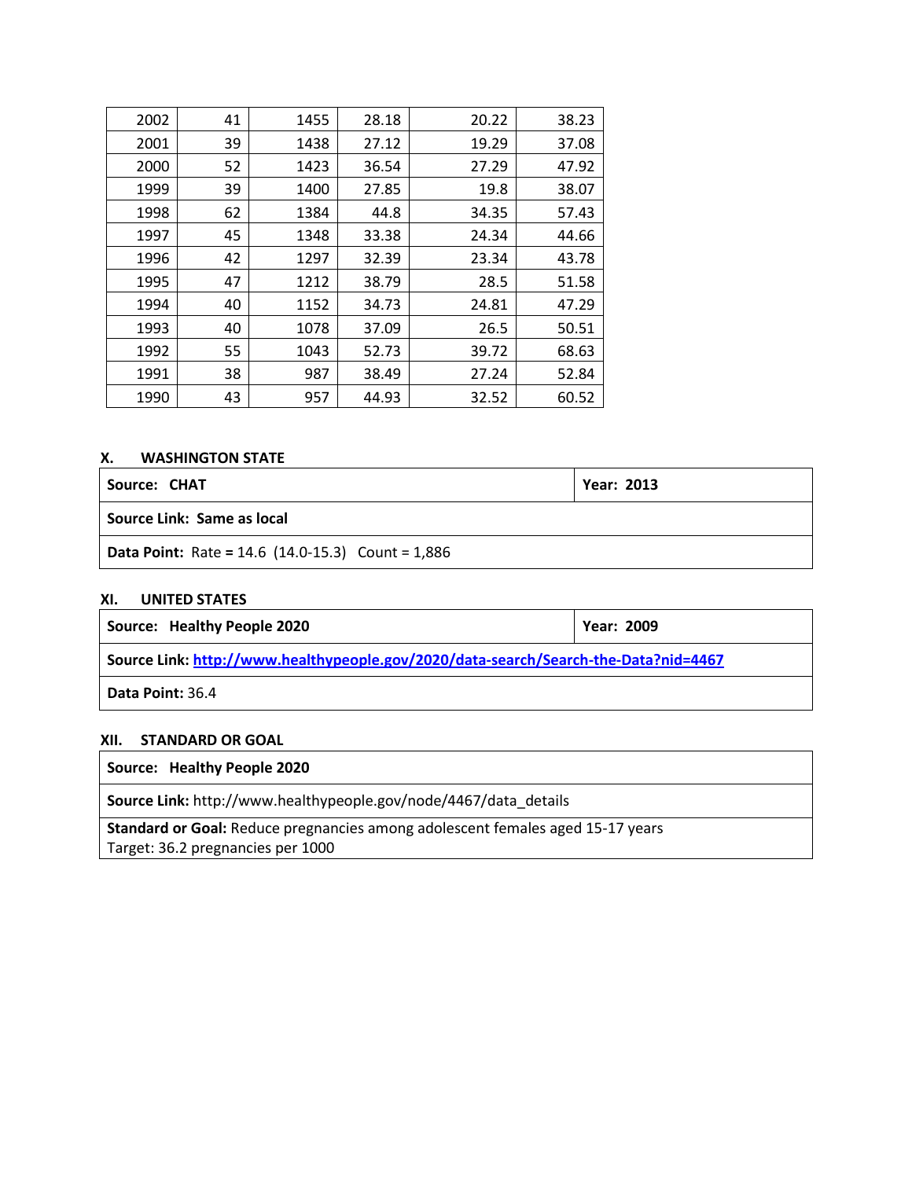| | | | | | |
|---|---|---|---|---|---|
| 2002 | 41 | 1455 | 28.18 | 20.22 | 38.23 |
| 2001 | 39 | 1438 | 27.12 | 19.29 | 37.08 |
| 2000 | 52 | 1423 | 36.54 | 27.29 | 47.92 |
| 1999 | 39 | 1400 | 27.85 | 19.8 | 38.07 |
| 1998 | 62 | 1384 | 44.8 | 34.35 | 57.43 |
| 1997 | 45 | 1348 | 33.38 | 24.34 | 44.66 |
| 1996 | 42 | 1297 | 32.39 | 23.34 | 43.78 |
| 1995 | 47 | 1212 | 38.79 | 28.5 | 51.58 |
| 1994 | 40 | 1152 | 34.73 | 24.81 | 47.29 |
| 1993 | 40 | 1078 | 37.09 | 26.5 | 50.51 |
| 1992 | 55 | 1043 | 52.73 | 39.72 | 68.63 |
| 1991 | 38 | 987 | 38.49 | 27.24 | 52.84 |
| 1990 | 43 | 957 | 44.93 | 32.52 | 60.52 |

## X. WASHINGTON STATE

| | |
|---|---|
| **Source: CHAT** | **Year: 2013** |
| **Source Link: Same as local** | |
| **Data Point:** Rate = 14.6 (14.0-15.3) Count = 1,886 | |

## XI. UNITED STATES

| | |
|---|---|
| **Source: Healthy People 2020** | **Year: 2009** |
| **Source Link:** http://www.healthypeople.gov/2020/data-search/Search-the-Data?nid=4467 | |
| **Data Point:** 36.4 | |

## XII. STANDARD OR GOAL

| |
|---|
| **Source: Healthy People 2020** |
| **Source Link:** http://www.healthypeople.gov/node/4467/data_details |
| **Standard or Goal:** Reduce pregnancies among adolescent females aged 15-17 years<br>Target: 36.2 pregnancies per 1000 |